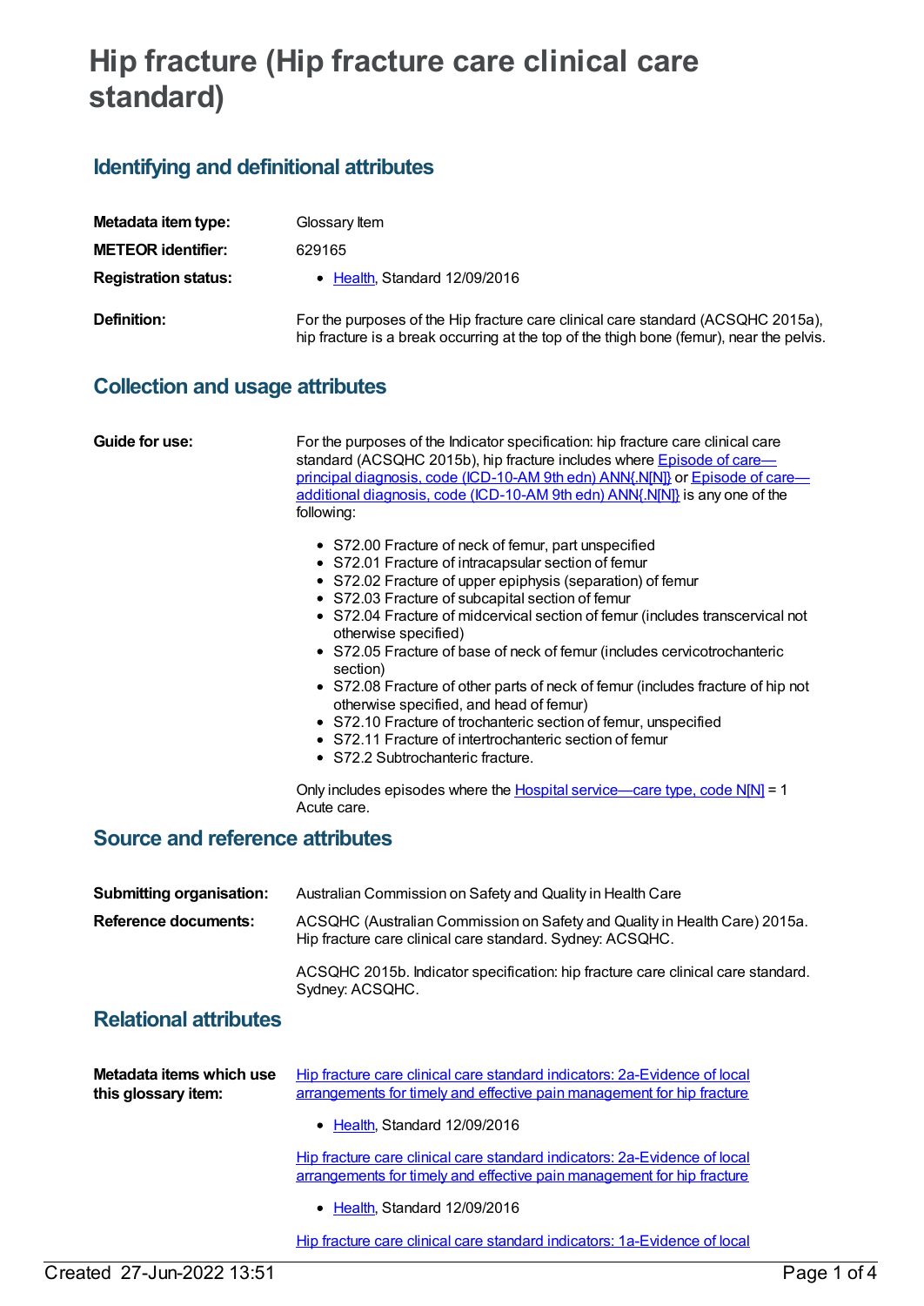# Hip fracture (Hip fracture care clinical care standard)

## Identifying and definitional attributes

| | |
|---|---|
| **Metadata item type:** | Glossary Item |
| **METEOR identifier:** | 629165 |
| **Registration status:** | • Health, Standard 12/09/2016 |
| **Definition:** | For the purposes of the Hip fracture care clinical care standard (ACSQHC 2015a), hip fracture is a break occurring at the top of the thigh bone (femur), near the pelvis. |

## Collection and usage attributes

**Guide for use:**

For the purposes of the Indicator specification: hip fracture care clinical care standard (ACSQHC 2015b), hip fracture includes where Episode of care—principal diagnosis, code (ICD-10-AM 9th edn) ANN{.N[N]} or Episode of care—additional diagnosis, code (ICD-10-AM 9th edn) ANN{.N[N]} is any one of the following:

- S72.00 Fracture of neck of femur, part unspecified
- S72.01 Fracture of intracapsular section of femur
- S72.02 Fracture of upper epiphysis (separation) of femur
- S72.03 Fracture of subcapital section of femur
- S72.04 Fracture of midcervical section of femur (includes transcervical not otherwise specified)
- S72.05 Fracture of base of neck of femur (includes cervicotrochanteric section)
- S72.08 Fracture of other parts of neck of femur (includes fracture of hip not otherwise specified, and head of femur)
- S72.10 Fracture of trochanteric section of femur, unspecified
- S72.11 Fracture of intertrochanteric section of femur
- S72.2 Subtrochanteric fracture.

Only includes episodes where the Hospital service—care type, code N[N] = 1 Acute care.

## Source and reference attributes

**Submitting organisation:** Australian Commission on Safety and Quality in Health Care

**Reference documents:**

ACSQHC (Australian Commission on Safety and Quality in Health Care) 2015a. Hip fracture care clinical care standard. Sydney: ACSQHC.

ACSQHC 2015b. Indicator specification: hip fracture care clinical care standard. Sydney: ACSQHC.

## Relational attributes

**Metadata items which use this glossary item:**

Hip fracture care clinical care standard indicators: 2a-Evidence of local arrangements for timely and effective pain management for hip fracture

- Health, Standard 12/09/2016

Hip fracture care clinical care standard indicators: 2a-Evidence of local arrangements for timely and effective pain management for hip fracture

- Health, Standard 12/09/2016

Hip fracture care clinical care standard indicators: 1a-Evidence of local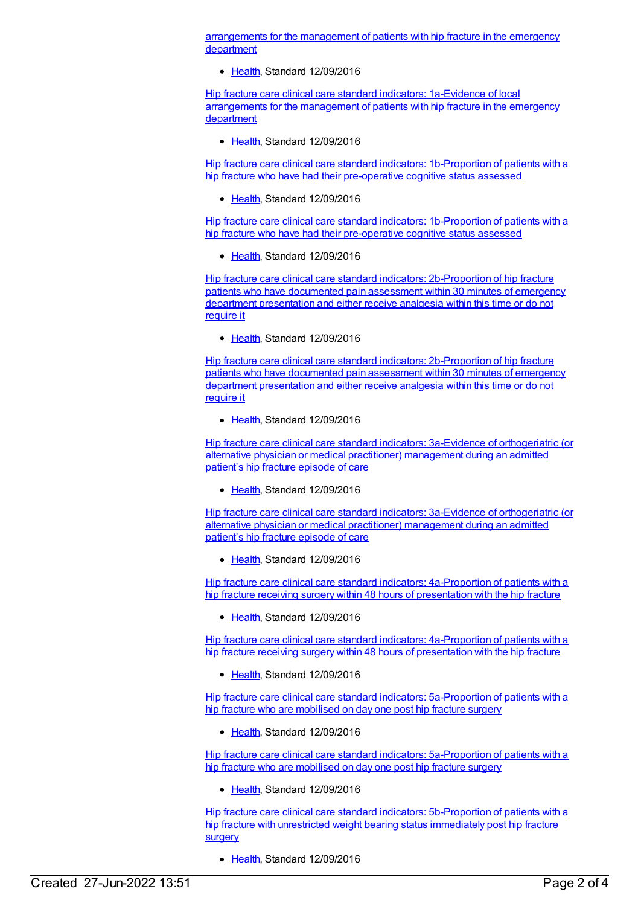arrangements for the management of patients with hip fracture in the emergency department

- Health, Standard 12/09/2016

Hip fracture care clinical care standard indicators: 1a-Evidence of local arrangements for the management of patients with hip fracture in the emergency department

- Health, Standard 12/09/2016

Hip fracture care clinical care standard indicators: 1b-Proportion of patients with a hip fracture who have had their pre-operative cognitive status assessed

- Health, Standard 12/09/2016

Hip fracture care clinical care standard indicators: 1b-Proportion of patients with a hip fracture who have had their pre-operative cognitive status assessed

- Health, Standard 12/09/2016

Hip fracture care clinical care standard indicators: 2b-Proportion of hip fracture patients who have documented pain assessment within 30 minutes of emergency department presentation and either receive analgesia within this time or do not require it

- Health, Standard 12/09/2016

Hip fracture care clinical care standard indicators: 2b-Proportion of hip fracture patients who have documented pain assessment within 30 minutes of emergency department presentation and either receive analgesia within this time or do not require it

- Health, Standard 12/09/2016

Hip fracture care clinical care standard indicators: 3a-Evidence of orthogeriatric (or alternative physician or medical practitioner) management during an admitted patient's hip fracture episode of care

- Health, Standard 12/09/2016

Hip fracture care clinical care standard indicators: 3a-Evidence of orthogeriatric (or alternative physician or medical practitioner) management during an admitted patient's hip fracture episode of care

- Health, Standard 12/09/2016

Hip fracture care clinical care standard indicators: 4a-Proportion of patients with a hip fracture receiving surgery within 48 hours of presentation with the hip fracture

- Health, Standard 12/09/2016

Hip fracture care clinical care standard indicators: 4a-Proportion of patients with a hip fracture receiving surgery within 48 hours of presentation with the hip fracture

- Health, Standard 12/09/2016

Hip fracture care clinical care standard indicators: 5a-Proportion of patients with a hip fracture who are mobilised on day one post hip fracture surgery

- Health, Standard 12/09/2016

Hip fracture care clinical care standard indicators: 5a-Proportion of patients with a hip fracture who are mobilised on day one post hip fracture surgery

- Health, Standard 12/09/2016

Hip fracture care clinical care standard indicators: 5b-Proportion of patients with a hip fracture with unrestricted weight bearing status immediately post hip fracture surgery

- Health, Standard 12/09/2016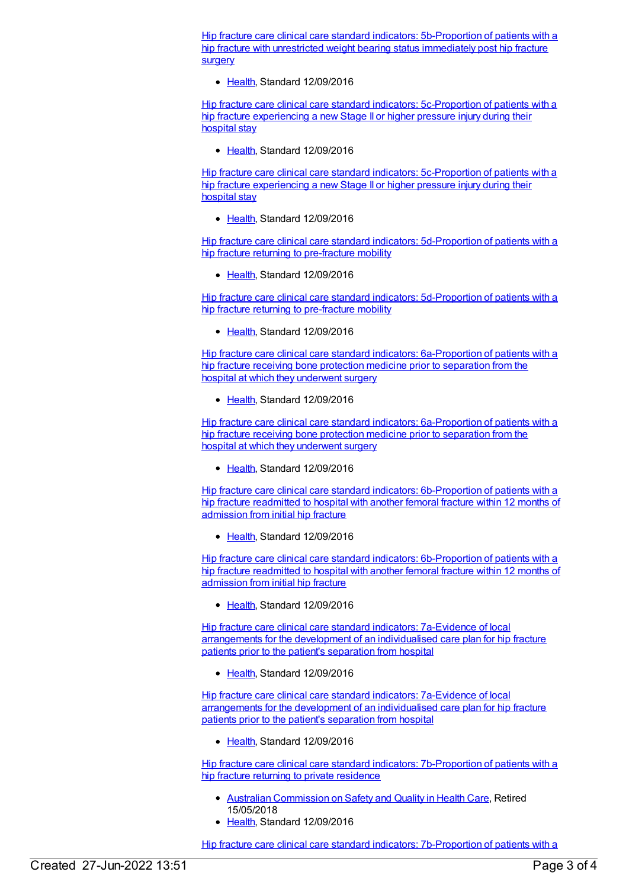Hip fracture care clinical care standard indicators: 5b-Proportion of patients with a hip fracture with unrestricted weight bearing status immediately post hip fracture surgery

- Health, Standard 12/09/2016

Hip fracture care clinical care standard indicators: 5c-Proportion of patients with a hip fracture experiencing a new Stage II or higher pressure injury during their hospital stay

- Health, Standard 12/09/2016

Hip fracture care clinical care standard indicators: 5c-Proportion of patients with a hip fracture experiencing a new Stage II or higher pressure injury during their hospital stay

- Health, Standard 12/09/2016

Hip fracture care clinical care standard indicators: 5d-Proportion of patients with a hip fracture returning to pre-fracture mobility

- Health, Standard 12/09/2016

Hip fracture care clinical care standard indicators: 5d-Proportion of patients with a hip fracture returning to pre-fracture mobility

- Health, Standard 12/09/2016

Hip fracture care clinical care standard indicators: 6a-Proportion of patients with a hip fracture receiving bone protection medicine prior to separation from the hospital at which they underwent surgery

- Health, Standard 12/09/2016

Hip fracture care clinical care standard indicators: 6a-Proportion of patients with a hip fracture receiving bone protection medicine prior to separation from the hospital at which they underwent surgery

- Health, Standard 12/09/2016

Hip fracture care clinical care standard indicators: 6b-Proportion of patients with a hip fracture readmitted to hospital with another femoral fracture within 12 months of admission from initial hip fracture

- Health, Standard 12/09/2016

Hip fracture care clinical care standard indicators: 6b-Proportion of patients with a hip fracture readmitted to hospital with another femoral fracture within 12 months of admission from initial hip fracture

- Health, Standard 12/09/2016

Hip fracture care clinical care standard indicators: 7a-Evidence of local arrangements for the development of an individualised care plan for hip fracture patients prior to the patient's separation from hospital

- Health, Standard 12/09/2016

Hip fracture care clinical care standard indicators: 7a-Evidence of local arrangements for the development of an individualised care plan for hip fracture patients prior to the patient's separation from hospital

- Health, Standard 12/09/2016

Hip fracture care clinical care standard indicators: 7b-Proportion of patients with a hip fracture returning to private residence

- Australian Commission on Safety and Quality in Health Care, Retired 15/05/2018
- Health, Standard 12/09/2016

Hip fracture care clinical care standard indicators: 7b-Proportion of patients with a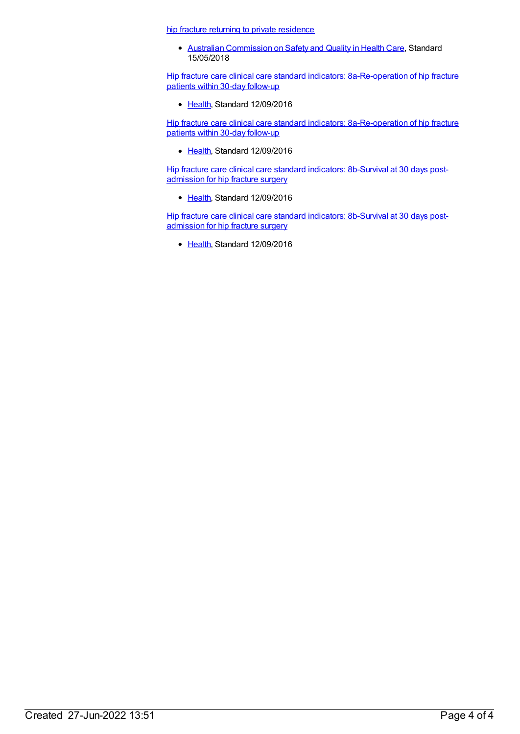hip fracture returning to private residence

- Australian Commission on Safety and Quality in Health Care, Standard 15/05/2018

Hip fracture care clinical care standard indicators: 8a-Re-operation of hip fracture patients within 30-day follow-up

- Health, Standard 12/09/2016

Hip fracture care clinical care standard indicators: 8a-Re-operation of hip fracture patients within 30-day follow-up

- Health, Standard 12/09/2016

Hip fracture care clinical care standard indicators: 8b-Survival at 30 days post-admission for hip fracture surgery

- Health, Standard 12/09/2016

Hip fracture care clinical care standard indicators: 8b-Survival at 30 days post-admission for hip fracture surgery

- Health, Standard 12/09/2016